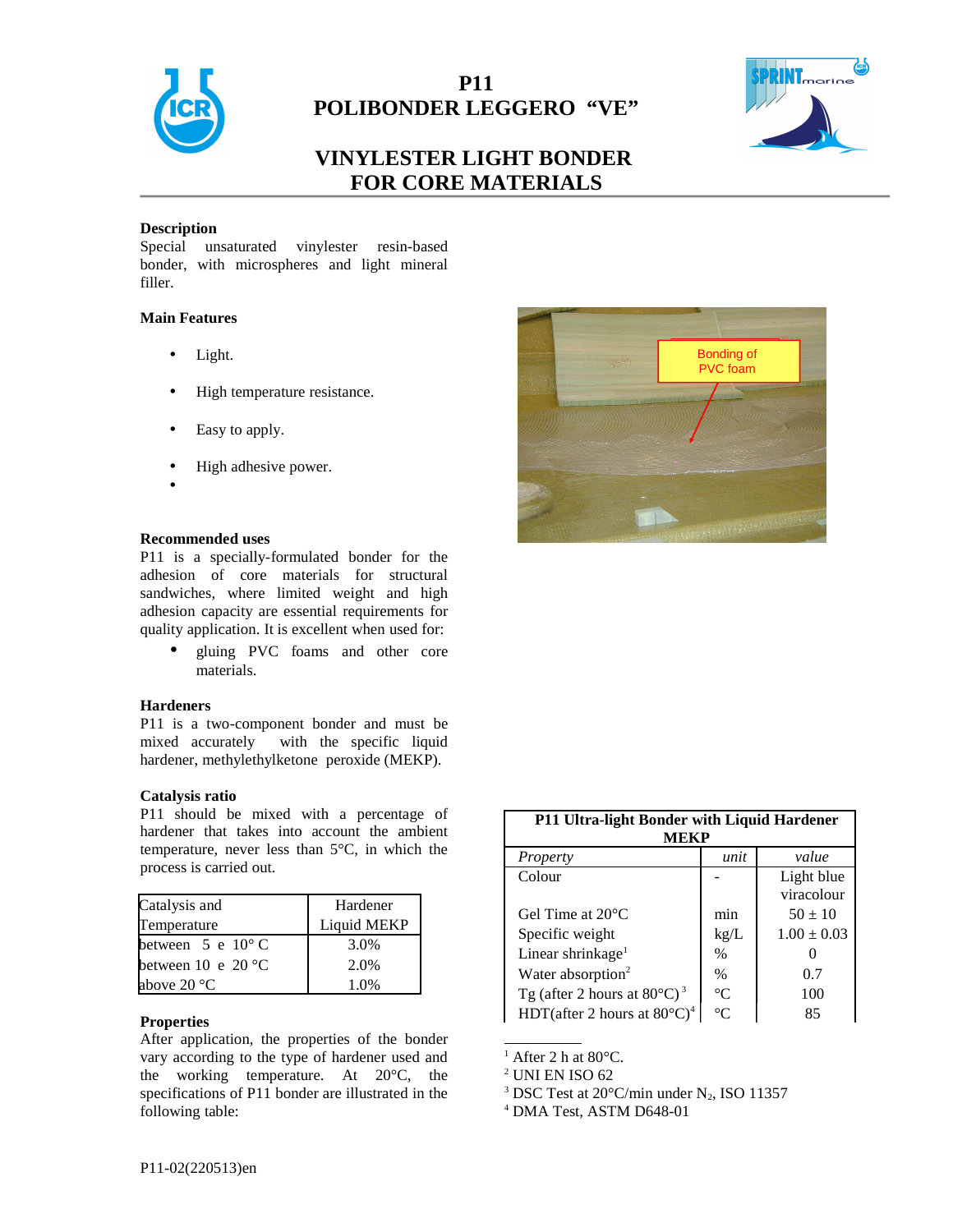# P11
# POLIBONDER LEGGERO "VE"

## VINYLESTER LIGHT BONDER FOR CORE MATERIALS

### Description

Special unsaturated vinylester resin-based bonder, with microspheres and light mineral filler.

### Main Features

- Light.
- High temperature resistance.
- Easy to apply.
- High adhesive power.

### Recommended uses

P11 is a specially-formulated bonder for the adhesion of core materials for structural sandwiches, where limited weight and high adhesion capacity are essential requirements for quality application. It is excellent when used for:

- gluing PVC foams and other core materials.

### Hardeners

P11 is a two-component bonder and must be mixed accurately with the specific liquid hardener, methylethylketone peroxide (MEKP).

### Catalysis ratio

P11 should be mixed with a percentage of hardener that takes into account the ambient temperature, never less than 5°C, in which the process is carried out.

| Catalysis and Temperature | Hardener Liquid MEKP |
|---|---|
| between 5 e 10° C | 3.0% |
| between 10 e 20 °C | 2.0% |
| above 20 °C | 1.0% |

### Properties

After application, the properties of the bonder vary according to the type of hardener used and the working temperature. At 20°C, the specifications of P11 bonder are illustrated in the following table:

**P11 Ultra-light Bonder with Liquid Hardener MEKP**

| *Property* | *unit* | *value* |
|---|---|---|
| Colour | - | Light blue viracolour |
| Gel Time at 20°C | min | 50 ± 10 |
| Specific weight | kg/L | 1.00 ± 0.03 |
| Linear shrinkage[1] | % | 0 |
| Water absorption[2] | % | 0.7 |
| Tg (after 2 hours at 80°C) [3] | °C | 100 |
| HDT(after 2 hours at 80°C)[4] | °C | 85 |

[1] After 2 h at 80°C.
[2] UNI EN ISO 62
[3] DSC Test at 20°C/min under $N_2$, ISO 11357
[4] DMA Test, ASTM D648-01

P11-02(220513)en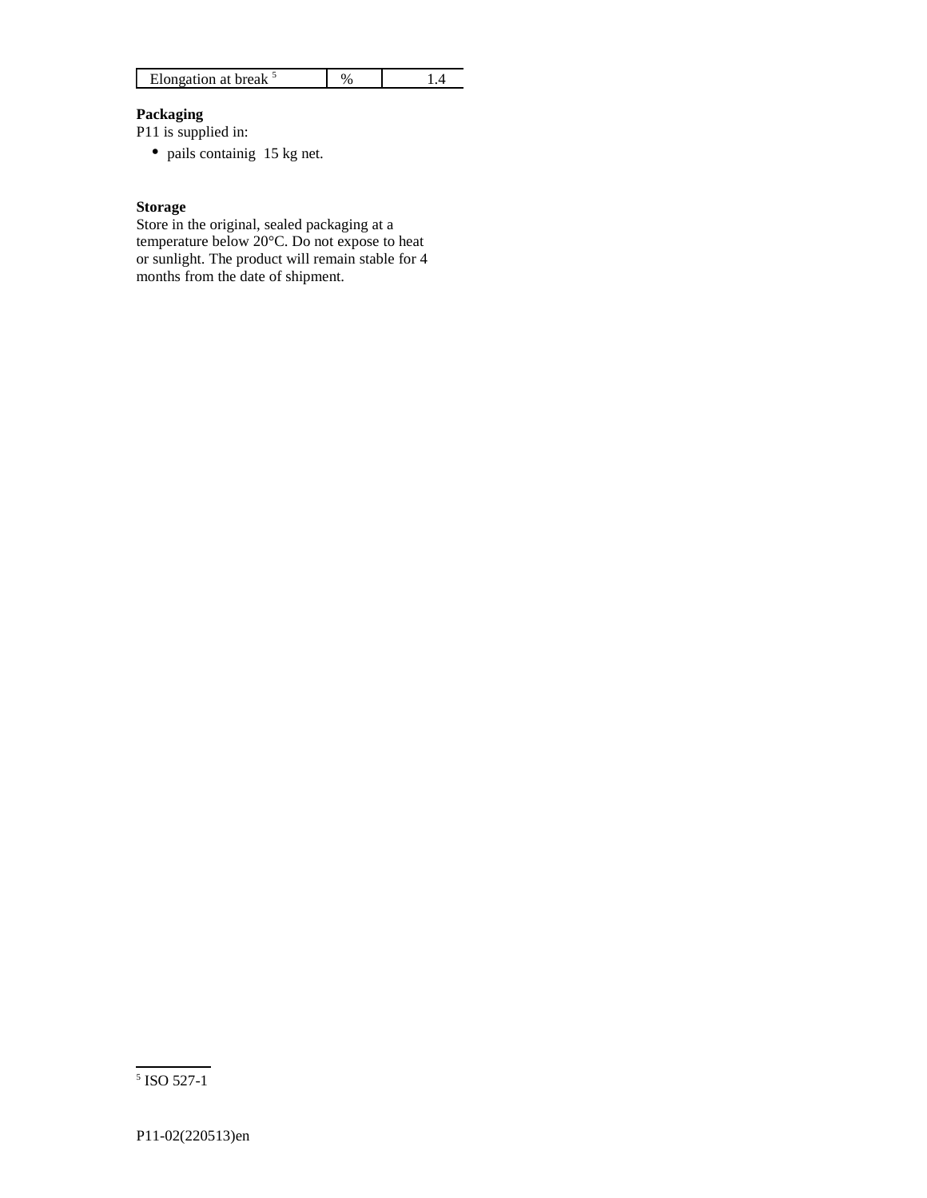| | | |
|---|---|---|
| Elongation at break [5] | % | 1.4 |

**Packaging**

P11 is supplied in:

- pails containig  15 kg net.

**Storage**

Store in the original, sealed packaging at a temperature below 20°C. Do not expose to heat or sunlight. The product will remain stable for 4 months from the date of shipment.

[5] ISO 527-1

P11-02(220513)en